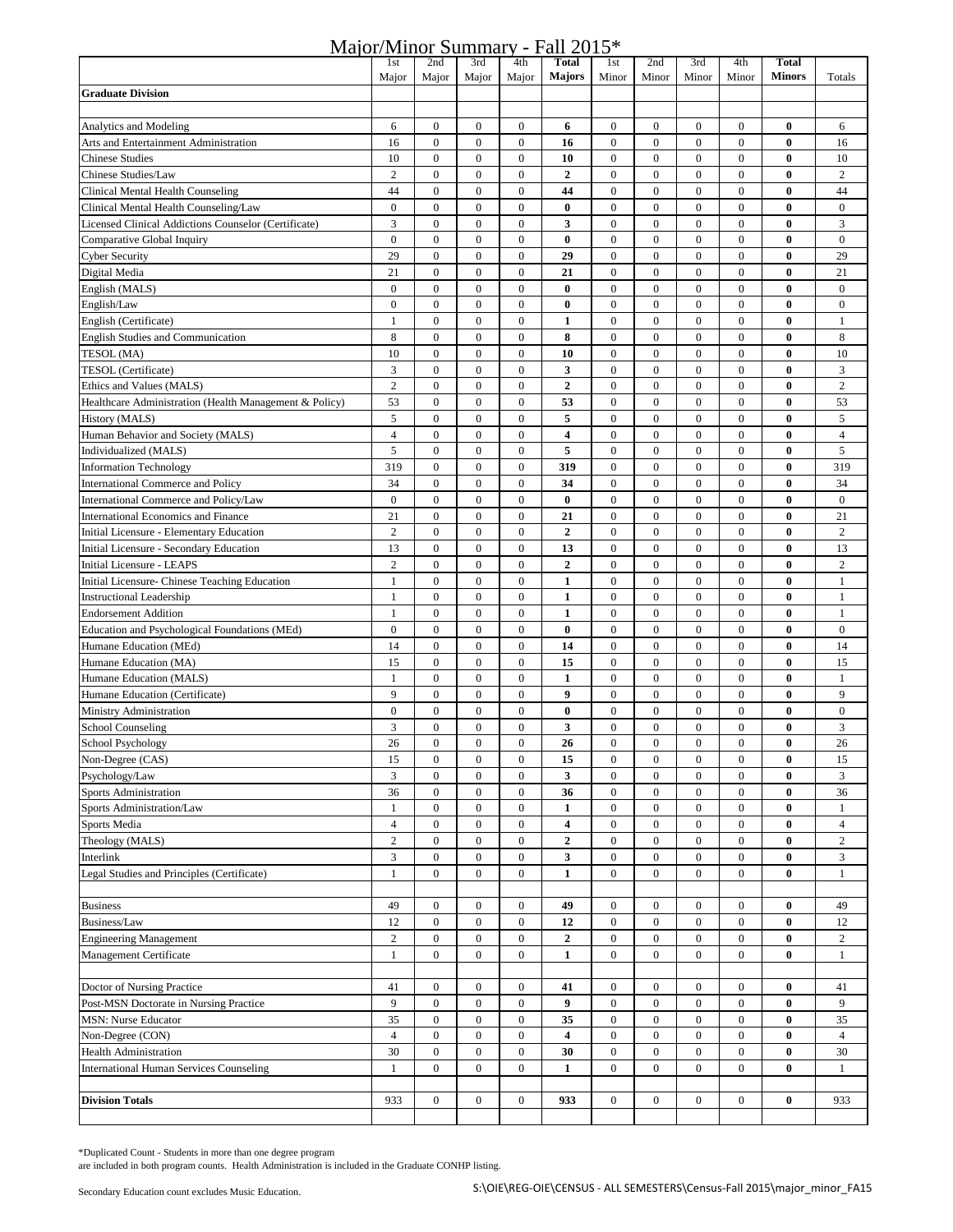# Major/Minor Summary - Fall 2015*

| | 1st Major | 2nd Major | 3rd Major | 4th Major | **Total Majors** | 1st Minor | 2nd Minor | 3rd Minor | 4th Minor | **Total Minors** | Totals |
|---|---|---|---|---|---|---|---|---|---|---|---|
| **Graduate Division** | | | | | | | | | | | |
| | | | | | | | | | | | |
| Analytics and Modeling | 6 | 0 | 0 | 0 | **6** | 0 | 0 | 0 | 0 | **0** | 6 |
| Arts and Entertainment Administration | 16 | 0 | 0 | 0 | **16** | 0 | 0 | 0 | 0 | **0** | 16 |
| Chinese Studies | 10 | 0 | 0 | 0 | **10** | 0 | 0 | 0 | 0 | **0** | 10 |
| Chinese Studies/Law | 2 | 0 | 0 | 0 | **2** | 0 | 0 | 0 | 0 | **0** | 2 |
| Clinical Mental Health Counseling | 44 | 0 | 0 | 0 | **44** | 0 | 0 | 0 | 0 | **0** | 44 |
| Clinical Mental Health Counseling/Law | 0 | 0 | 0 | 0 | **0** | 0 | 0 | 0 | 0 | **0** | 0 |
| Licensed Clinical Addictions Counselor (Certificate) | 3 | 0 | 0 | 0 | **3** | 0 | 0 | 0 | 0 | **0** | 3 |
| Comparative Global Inquiry | 0 | 0 | 0 | 0 | **0** | 0 | 0 | 0 | 0 | **0** | 0 |
| Cyber Security | 29 | 0 | 0 | 0 | **29** | 0 | 0 | 0 | 0 | **0** | 29 |
| Digital Media | 21 | 0 | 0 | 0 | **21** | 0 | 0 | 0 | 0 | **0** | 21 |
| English (MALS) | 0 | 0 | 0 | 0 | **0** | 0 | 0 | 0 | 0 | **0** | 0 |
| English/Law | 0 | 0 | 0 | 0 | **0** | 0 | 0 | 0 | 0 | **0** | 0 |
| English (Certificate) | 1 | 0 | 0 | 0 | **1** | 0 | 0 | 0 | 0 | **0** | 1 |
| English Studies and Communication | 8 | 0 | 0 | 0 | **8** | 0 | 0 | 0 | 0 | **0** | 8 |
| TESOL (MA) | 10 | 0 | 0 | 0 | **10** | 0 | 0 | 0 | 0 | **0** | 10 |
| TESOL (Certificate) | 3 | 0 | 0 | 0 | **3** | 0 | 0 | 0 | 0 | **0** | 3 |
| Ethics and Values (MALS) | 2 | 0 | 0 | 0 | **2** | 0 | 0 | 0 | 0 | **0** | 2 |
| Healthcare Administration (Health Management & Policy) | 53 | 0 | 0 | 0 | **53** | 0 | 0 | 0 | 0 | **0** | 53 |
| History (MALS) | 5 | 0 | 0 | 0 | **5** | 0 | 0 | 0 | 0 | **0** | 5 |
| Human Behavior and Society (MALS) | 4 | 0 | 0 | 0 | **4** | 0 | 0 | 0 | 0 | **0** | 4 |
| Individualized (MALS) | 5 | 0 | 0 | 0 | **5** | 0 | 0 | 0 | 0 | **0** | 5 |
| Information Technology | 319 | 0 | 0 | 0 | **319** | 0 | 0 | 0 | 0 | **0** | 319 |
| International Commerce and Policy | 34 | 0 | 0 | 0 | **34** | 0 | 0 | 0 | 0 | **0** | 34 |
| International Commerce and Policy/Law | 0 | 0 | 0 | 0 | **0** | 0 | 0 | 0 | 0 | **0** | 0 |
| International Economics and Finance | 21 | 0 | 0 | 0 | **21** | 0 | 0 | 0 | 0 | **0** | 21 |
| Initial Licensure - Elementary Education | 2 | 0 | 0 | 0 | **2** | 0 | 0 | 0 | 0 | **0** | 2 |
| Initial Licensure - Secondary Education | 13 | 0 | 0 | 0 | **13** | 0 | 0 | 0 | 0 | **0** | 13 |
| Initial Licensure - LEAPS | 2 | 0 | 0 | 0 | **2** | 0 | 0 | 0 | 0 | **0** | 2 |
| Initial Licensure- Chinese Teaching Education | 1 | 0 | 0 | 0 | **1** | 0 | 0 | 0 | 0 | **0** | 1 |
| Instructional Leadership | 1 | 0 | 0 | 0 | **1** | 0 | 0 | 0 | 0 | **0** | 1 |
| Endorsement Addition | 1 | 0 | 0 | 0 | **1** | 0 | 0 | 0 | 0 | **0** | 1 |
| Education and Psychological Foundations (MEd) | 0 | 0 | 0 | 0 | **0** | 0 | 0 | 0 | 0 | **0** | 0 |
| Humane Education (MEd) | 14 | 0 | 0 | 0 | **14** | 0 | 0 | 0 | 0 | **0** | 14 |
| Humane Education (MA) | 15 | 0 | 0 | 0 | **15** | 0 | 0 | 0 | 0 | **0** | 15 |
| Humane Education (MALS) | 1 | 0 | 0 | 0 | **1** | 0 | 0 | 0 | 0 | **0** | 1 |
| Humane Education (Certificate) | 9 | 0 | 0 | 0 | **9** | 0 | 0 | 0 | 0 | **0** | 9 |
| Ministry Administration | 0 | 0 | 0 | 0 | **0** | 0 | 0 | 0 | 0 | **0** | 0 |
| School Counseling | 3 | 0 | 0 | 0 | **3** | 0 | 0 | 0 | 0 | **0** | 3 |
| School Psychology | 26 | 0 | 0 | 0 | **26** | 0 | 0 | 0 | 0 | **0** | 26 |
| Non-Degree (CAS) | 15 | 0 | 0 | 0 | **15** | 0 | 0 | 0 | 0 | **0** | 15 |
| Psychology/Law | 3 | 0 | 0 | 0 | **3** | 0 | 0 | 0 | 0 | **0** | 3 |
| Sports Administration | 36 | 0 | 0 | 0 | **36** | 0 | 0 | 0 | 0 | **0** | 36 |
| Sports Administration/Law | 1 | 0 | 0 | 0 | **1** | 0 | 0 | 0 | 0 | **0** | 1 |
| Sports Media | 4 | 0 | 0 | 0 | **4** | 0 | 0 | 0 | 0 | **0** | 4 |
| Theology (MALS) | 2 | 0 | 0 | 0 | **2** | 0 | 0 | 0 | 0 | **0** | 2 |
| Interlink | 3 | 0 | 0 | 0 | **3** | 0 | 0 | 0 | 0 | **0** | 3 |
| Legal Studies and Principles (Certificate) | 1 | 0 | 0 | 0 | **1** | 0 | 0 | 0 | 0 | **0** | 1 |
| | | | | | | | | | | | |
| Business | 49 | 0 | 0 | 0 | **49** | 0 | 0 | 0 | 0 | **0** | 49 |
| Business/Law | 12 | 0 | 0 | 0 | **12** | 0 | 0 | 0 | 0 | **0** | 12 |
| Engineering Management | 2 | 0 | 0 | 0 | **2** | 0 | 0 | 0 | 0 | **0** | 2 |
| Management Certificate | 1 | 0 | 0 | 0 | **1** | 0 | 0 | 0 | 0 | **0** | 1 |
| | | | | | | | | | | | |
| Doctor of Nursing Practice | 41 | 0 | 0 | 0 | **41** | 0 | 0 | 0 | 0 | **0** | 41 |
| Post-MSN Doctorate in Nursing Practice | 9 | 0 | 0 | 0 | **9** | 0 | 0 | 0 | 0 | **0** | 9 |
| MSN: Nurse Educator | 35 | 0 | 0 | 0 | **35** | 0 | 0 | 0 | 0 | **0** | 35 |
| Non-Degree (CON) | 4 | 0 | 0 | 0 | **4** | 0 | 0 | 0 | 0 | **0** | 4 |
| Health Administration | 30 | 0 | 0 | 0 | **30** | 0 | 0 | 0 | 0 | **0** | 30 |
| International Human Services Counseling | 1 | 0 | 0 | 0 | **1** | 0 | 0 | 0 | 0 | **0** | 1 |
| | | | | | | | | | | | |
| **Division Totals** | 933 | 0 | 0 | 0 | **933** | 0 | 0 | 0 | 0 | **0** | 933 |

*Duplicated Count - Students in more than one degree program are included in both program counts. Health Administration is included in the Graduate CONHP listing.

Secondary Education count excludes Music Education.

S:\OIE\REG-OIE\CENSUS - ALL SEMESTERS\Census-Fall 2015\major_minor_FA15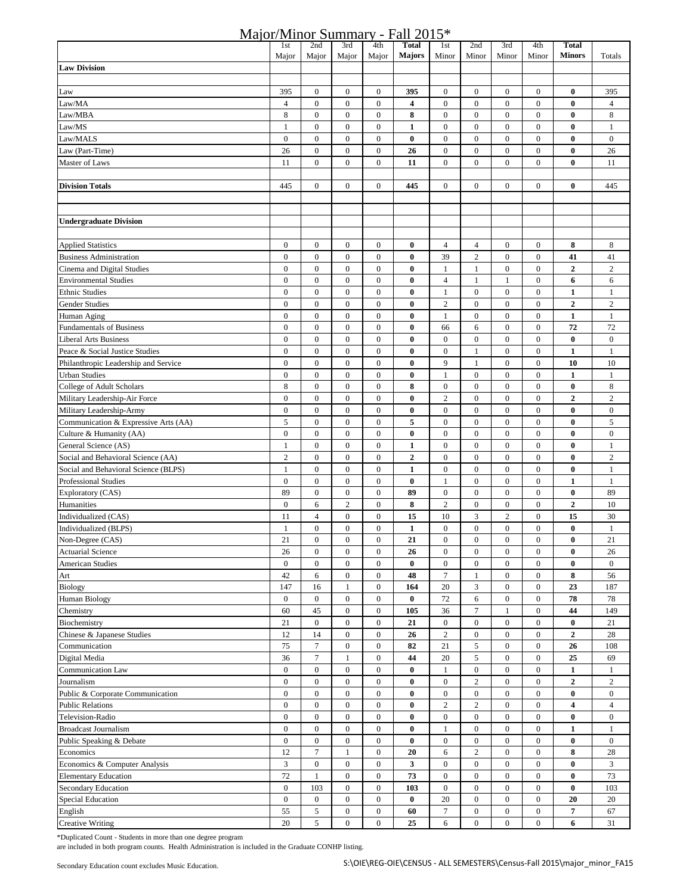# Major/Minor Summary - Fall 2015*

| | 1st Major | 2nd Major | 3rd Major | 4th Major | Total Majors | 1st Minor | 2nd Minor | 3rd Minor | 4th Minor | Total Minors | Totals |
|---|---|---|---|---|---|---|---|---|---|---|---|
| **Law Division** | | | | | | | | | | | |
| | | | | | | | | | | | |
| Law | 395 | 0 | 0 | 0 | **395** | 0 | 0 | 0 | 0 | **0** | 395 |
| Law/MA | 4 | 0 | 0 | 0 | **4** | 0 | 0 | 0 | 0 | **0** | 4 |
| Law/MBA | 8 | 0 | 0 | 0 | **8** | 0 | 0 | 0 | 0 | **0** | 8 |
| Law/MS | 1 | 0 | 0 | 0 | **1** | 0 | 0 | 0 | 0 | **0** | 1 |
| Law/MALS | 0 | 0 | 0 | 0 | **0** | 0 | 0 | 0 | 0 | **0** | 0 |
| Law (Part-Time) | 26 | 0 | 0 | 0 | **26** | 0 | 0 | 0 | 0 | **0** | 26 |
| Master of Laws | 11 | 0 | 0 | 0 | **11** | 0 | 0 | 0 | 0 | **0** | 11 |
| | | | | | | | | | | | |
| **Division Totals** | 445 | 0 | 0 | 0 | **445** | 0 | 0 | 0 | 0 | **0** | 445 |
| | | | | | | | | | | | |
| | | | | | | | | | | | |
| **Undergraduate Division** | | | | | | | | | | | |
| | | | | | | | | | | | |
| Applied Statistics | 0 | 0 | 0 | 0 | **0** | 4 | 4 | 0 | 0 | **8** | 8 |
| Business Administration | 0 | 0 | 0 | 0 | **0** | 39 | 2 | 0 | 0 | **41** | 41 |
| Cinema and Digital Studies | 0 | 0 | 0 | 0 | **0** | 1 | 1 | 0 | 0 | **2** | 2 |
| Environmental Studies | 0 | 0 | 0 | 0 | **0** | 4 | 1 | 1 | 0 | **6** | 6 |
| Ethnic Studies | 0 | 0 | 0 | 0 | **0** | 1 | 0 | 0 | 0 | **1** | 1 |
| Gender Studies | 0 | 0 | 0 | 0 | **0** | 2 | 0 | 0 | 0 | **2** | 2 |
| Human Aging | 0 | 0 | 0 | 0 | **0** | 1 | 0 | 0 | 0 | **1** | 1 |
| Fundamentals of Business | 0 | 0 | 0 | 0 | **0** | 66 | 6 | 0 | 0 | **72** | 72 |
| Liberal Arts Business | 0 | 0 | 0 | 0 | **0** | 0 | 0 | 0 | 0 | **0** | 0 |
| Peace & Social Justice Studies | 0 | 0 | 0 | 0 | **0** | 0 | 1 | 0 | 0 | **1** | 1 |
| Philanthropic Leadership and Service | 0 | 0 | 0 | 0 | **0** | 9 | 1 | 0 | 0 | **10** | 10 |
| Urban Studies | 0 | 0 | 0 | 0 | **0** | 1 | 0 | 0 | 0 | **1** | 1 |
| College of Adult Scholars | 8 | 0 | 0 | 0 | **8** | 0 | 0 | 0 | 0 | **0** | 8 |
| Military Leadership-Air Force | 0 | 0 | 0 | 0 | **0** | 2 | 0 | 0 | 0 | **2** | 2 |
| Military Leadership-Army | 0 | 0 | 0 | 0 | **0** | 0 | 0 | 0 | 0 | **0** | 0 |
| Communication & Expressive Arts (AA) | 5 | 0 | 0 | 0 | **5** | 0 | 0 | 0 | 0 | **0** | 5 |
| Culture & Humanity (AA) | 0 | 0 | 0 | 0 | **0** | 0 | 0 | 0 | 0 | **0** | 0 |
| General Science (AS) | 1 | 0 | 0 | 0 | **1** | 0 | 0 | 0 | 0 | **0** | 1 |
| Social and Behavioral Science (AA) | 2 | 0 | 0 | 0 | **2** | 0 | 0 | 0 | 0 | **0** | 2 |
| Social and Behavioral Science (BLPS) | 1 | 0 | 0 | 0 | **1** | 0 | 0 | 0 | 0 | **0** | 1 |
| Professional Studies | 0 | 0 | 0 | 0 | **0** | 1 | 0 | 0 | 0 | **1** | 1 |
| Exploratory (CAS) | 89 | 0 | 0 | 0 | **89** | 0 | 0 | 0 | 0 | **0** | 89 |
| Humanities | 0 | 6 | 2 | 0 | **8** | 2 | 0 | 0 | 0 | **2** | 10 |
| Individualized (CAS) | 11 | 4 | 0 | 0 | **15** | 10 | 3 | 2 | 0 | **15** | 30 |
| Individualized (BLPS) | 1 | 0 | 0 | 0 | **1** | 0 | 0 | 0 | 0 | **0** | 1 |
| Non-Degree (CAS) | 21 | 0 | 0 | 0 | **21** | 0 | 0 | 0 | 0 | **0** | 21 |
| Actuarial Science | 26 | 0 | 0 | 0 | **26** | 0 | 0 | 0 | 0 | **0** | 26 |
| American Studies | 0 | 0 | 0 | 0 | **0** | 0 | 0 | 0 | 0 | **0** | 0 |
| Art | 42 | 6 | 0 | 0 | **48** | 7 | 1 | 0 | 0 | **8** | 56 |
| Biology | 147 | 16 | 1 | 0 | **164** | 20 | 3 | 0 | 0 | **23** | 187 |
| Human Biology | 0 | 0 | 0 | 0 | **0** | 72 | 6 | 0 | 0 | **78** | 78 |
| Chemistry | 60 | 45 | 0 | 0 | **105** | 36 | 7 | 1 | 0 | **44** | 149 |
| Biochemistry | 21 | 0 | 0 | 0 | **21** | 0 | 0 | 0 | 0 | **0** | 21 |
| Chinese & Japanese Studies | 12 | 14 | 0 | 0 | **26** | 2 | 0 | 0 | 0 | **2** | 28 |
| Communication | 75 | 7 | 0 | 0 | **82** | 21 | 5 | 0 | 0 | **26** | 108 |
| Digital Media | 36 | 7 | 1 | 0 | **44** | 20 | 5 | 0 | 0 | **25** | 69 |
| Communication Law | 0 | 0 | 0 | 0 | **0** | 1 | 0 | 0 | 0 | **1** | 1 |
| Journalism | 0 | 0 | 0 | 0 | **0** | 0 | 2 | 0 | 0 | **2** | 2 |
| Public & Corporate Communication | 0 | 0 | 0 | 0 | **0** | 0 | 0 | 0 | 0 | **0** | 0 |
| Public Relations | 0 | 0 | 0 | 0 | **0** | 2 | 2 | 0 | 0 | **4** | 4 |
| Television-Radio | 0 | 0 | 0 | 0 | **0** | 0 | 0 | 0 | 0 | **0** | 0 |
| Broadcast Journalism | 0 | 0 | 0 | 0 | **0** | 1 | 0 | 0 | 0 | **1** | 1 |
| Public Speaking & Debate | 0 | 0 | 0 | 0 | **0** | 0 | 0 | 0 | 0 | **0** | 0 |
| Economics | 12 | 7 | 1 | 0 | **20** | 6 | 2 | 0 | 0 | **8** | 28 |
| Economics & Computer Analysis | 3 | 0 | 0 | 0 | **3** | 0 | 0 | 0 | 0 | **0** | 3 |
| Elementary Education | 72 | 1 | 0 | 0 | **73** | 0 | 0 | 0 | 0 | **0** | 73 |
| Secondary Education | 0 | 103 | 0 | 0 | **103** | 0 | 0 | 0 | 0 | **0** | 103 |
| Special Education | 0 | 0 | 0 | 0 | **0** | 20 | 0 | 0 | 0 | **20** | 20 |
| English | 55 | 5 | 0 | 0 | **60** | 7 | 0 | 0 | 0 | **7** | 67 |
| Creative Writing | 20 | 5 | 0 | 0 | **25** | 6 | 0 | 0 | 0 | **6** | 31 |

*Duplicated Count - Students in more than one degree program
are included in both program counts. Health Administration is included in the Graduate CONHP listing.

Secondary Education count excludes Music Education.

S:\OIE\REG-OIE\CENSUS - ALL SEMESTERS\Census-Fall 2015\major_minor_FA15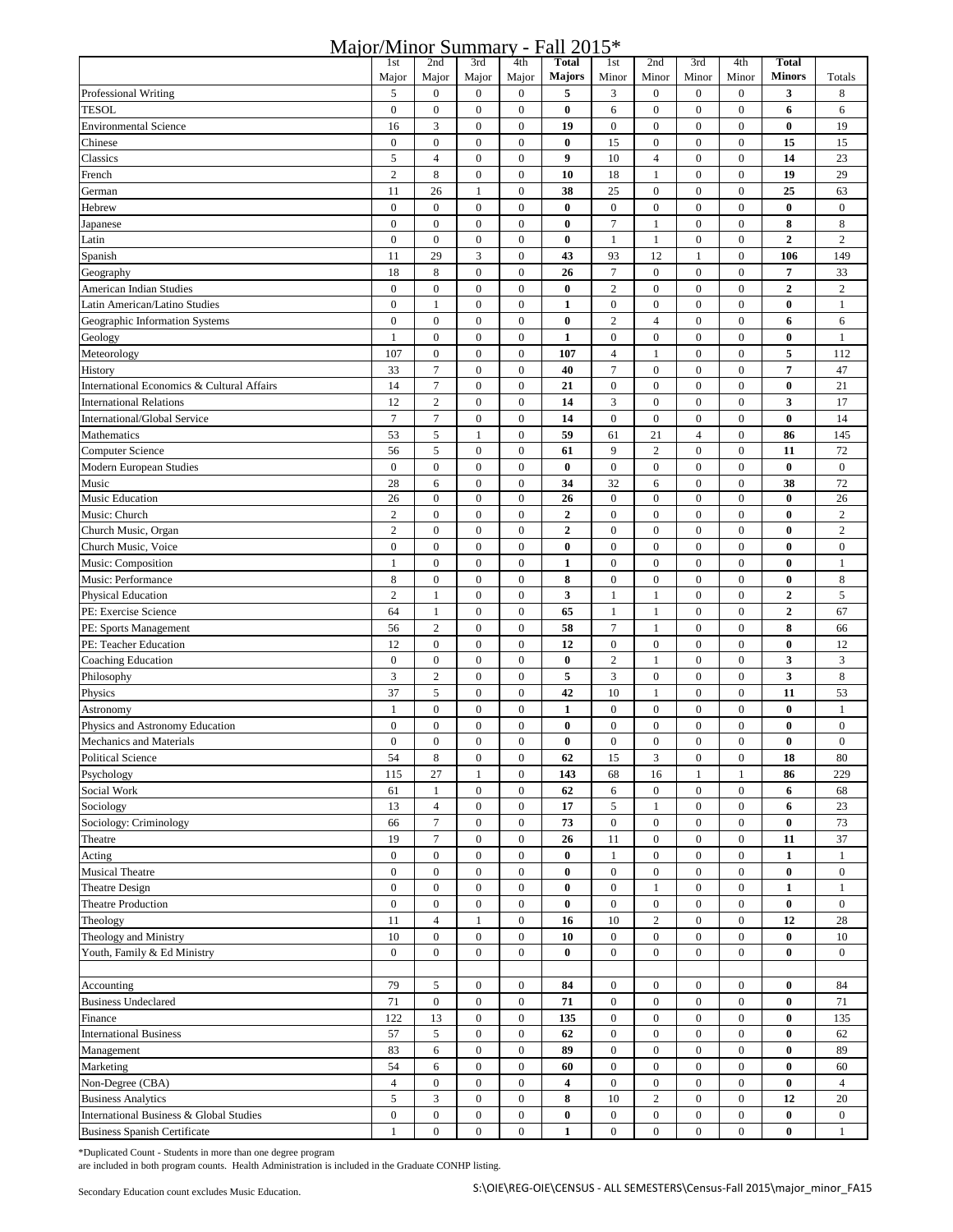# Major/Minor Summary - Fall 2015*

| | 1st Major | 2nd Major | 3rd Major | 4th Major | **Total Majors** | 1st Minor | 2nd Minor | 3rd Minor | 4th Minor | **Total Minors** | Totals |
|---|---|---|---|---|---|---|---|---|---|---|---|
| Professional Writing | 5 | 0 | 0 | 0 | **5** | 3 | 0 | 0 | 0 | **3** | 8 |
| TESOL | 0 | 0 | 0 | 0 | **0** | 6 | 0 | 0 | 0 | **6** | 6 |
| Environmental Science | 16 | 3 | 0 | 0 | **19** | 0 | 0 | 0 | 0 | **0** | 19 |
| Chinese | 0 | 0 | 0 | 0 | **0** | 15 | 0 | 0 | 0 | **15** | 15 |
| Classics | 5 | 4 | 0 | 0 | **9** | 10 | 4 | 0 | 0 | **14** | 23 |
| French | 2 | 8 | 0 | 0 | **10** | 18 | 1 | 0 | 0 | **19** | 29 |
| German | 11 | 26 | 1 | 0 | **38** | 25 | 0 | 0 | 0 | **25** | 63 |
| Hebrew | 0 | 0 | 0 | 0 | **0** | 0 | 0 | 0 | 0 | **0** | 0 |
| Japanese | 0 | 0 | 0 | 0 | **0** | 7 | 1 | 0 | 0 | **8** | 8 |
| Latin | 0 | 0 | 0 | 0 | **0** | 1 | 1 | 0 | 0 | **2** | 2 |
| Spanish | 11 | 29 | 3 | 0 | **43** | 93 | 12 | 1 | 0 | **106** | 149 |
| Geography | 18 | 8 | 0 | 0 | **26** | 7 | 0 | 0 | 0 | **7** | 33 |
| American Indian Studies | 0 | 0 | 0 | 0 | **0** | 2 | 0 | 0 | 0 | **2** | 2 |
| Latin American/Latino Studies | 0 | 1 | 0 | 0 | **1** | 0 | 0 | 0 | 0 | **0** | 1 |
| Geographic Information Systems | 0 | 0 | 0 | 0 | **0** | 2 | 4 | 0 | 0 | **6** | 6 |
| Geology | 1 | 0 | 0 | 0 | **1** | 0 | 0 | 0 | 0 | **0** | 1 |
| Meteorology | 107 | 0 | 0 | 0 | **107** | 4 | 1 | 0 | 0 | **5** | 112 |
| History | 33 | 7 | 0 | 0 | **40** | 7 | 0 | 0 | 0 | **7** | 47 |
| International Economics & Cultural Affairs | 14 | 7 | 0 | 0 | **21** | 0 | 0 | 0 | 0 | **0** | 21 |
| International Relations | 12 | 2 | 0 | 0 | **14** | 3 | 0 | 0 | 0 | **3** | 17 |
| International/Global Service | 7 | 7 | 0 | 0 | **14** | 0 | 0 | 0 | 0 | **0** | 14 |
| Mathematics | 53 | 5 | 1 | 0 | **59** | 61 | 21 | 4 | 0 | **86** | 145 |
| Computer Science | 56 | 5 | 0 | 0 | **61** | 9 | 2 | 0 | 0 | **11** | 72 |
| Modern European Studies | 0 | 0 | 0 | 0 | **0** | 0 | 0 | 0 | 0 | **0** | 0 |
| Music | 28 | 6 | 0 | 0 | **34** | 32 | 6 | 0 | 0 | **38** | 72 |
| Music Education | 26 | 0 | 0 | 0 | **26** | 0 | 0 | 0 | 0 | **0** | 26 |
| Music: Church | 2 | 0 | 0 | 0 | **2** | 0 | 0 | 0 | 0 | **0** | 2 |
| Church Music, Organ | 2 | 0 | 0 | 0 | **2** | 0 | 0 | 0 | 0 | **0** | 2 |
| Church Music, Voice | 0 | 0 | 0 | 0 | **0** | 0 | 0 | 0 | 0 | **0** | 0 |
| Music: Composition | 1 | 0 | 0 | 0 | **1** | 0 | 0 | 0 | 0 | **0** | 1 |
| Music: Performance | 8 | 0 | 0 | 0 | **8** | 0 | 0 | 0 | 0 | **0** | 8 |
| Physical Education | 2 | 1 | 0 | 0 | **3** | 1 | 1 | 0 | 0 | **2** | 5 |
| PE: Exercise Science | 64 | 1 | 0 | 0 | **65** | 1 | 1 | 0 | 0 | **2** | 67 |
| PE: Sports Management | 56 | 2 | 0 | 0 | **58** | 7 | 1 | 0 | 0 | **8** | 66 |
| PE: Teacher Education | 12 | 0 | 0 | 0 | **12** | 0 | 0 | 0 | 0 | **0** | 12 |
| Coaching Education | 0 | 0 | 0 | 0 | **0** | 2 | 1 | 0 | 0 | **3** | 3 |
| Philosophy | 3 | 2 | 0 | 0 | **5** | 3 | 0 | 0 | 0 | **3** | 8 |
| Physics | 37 | 5 | 0 | 0 | **42** | 10 | 1 | 0 | 0 | **11** | 53 |
| Astronomy | 1 | 0 | 0 | 0 | **1** | 0 | 0 | 0 | 0 | **0** | 1 |
| Physics and Astronomy Education | 0 | 0 | 0 | 0 | **0** | 0 | 0 | 0 | 0 | **0** | 0 |
| Mechanics and Materials | 0 | 0 | 0 | 0 | **0** | 0 | 0 | 0 | 0 | **0** | 0 |
| Political Science | 54 | 8 | 0 | 0 | **62** | 15 | 3 | 0 | 0 | **18** | 80 |
| Psychology | 115 | 27 | 1 | 0 | **143** | 68 | 16 | 1 | 1 | **86** | 229 |
| Social Work | 61 | 1 | 0 | 0 | **62** | 6 | 0 | 0 | 0 | **6** | 68 |
| Sociology | 13 | 4 | 0 | 0 | **17** | 5 | 1 | 0 | 0 | **6** | 23 |
| Sociology: Criminology | 66 | 7 | 0 | 0 | **73** | 0 | 0 | 0 | 0 | **0** | 73 |
| Theatre | 19 | 7 | 0 | 0 | **26** | 11 | 0 | 0 | 0 | **11** | 37 |
| Acting | 0 | 0 | 0 | 0 | **0** | 1 | 0 | 0 | 0 | **1** | 1 |
| Musical Theatre | 0 | 0 | 0 | 0 | **0** | 0 | 0 | 0 | 0 | **0** | 0 |
| Theatre Design | 0 | 0 | 0 | 0 | **0** | 0 | 1 | 0 | 0 | **1** | 1 |
| Theatre Production | 0 | 0 | 0 | 0 | **0** | 0 | 0 | 0 | 0 | **0** | 0 |
| Theology | 11 | 4 | 1 | 0 | **16** | 10 | 2 | 0 | 0 | **12** | 28 |
| Theology and Ministry | 10 | 0 | 0 | 0 | **10** | 0 | 0 | 0 | 0 | **0** | 10 |
| Youth, Family & Ed Ministry | 0 | 0 | 0 | 0 | **0** | 0 | 0 | 0 | 0 | **0** | 0 |
| | | | | | | | | | | | |
| Accounting | 79 | 5 | 0 | 0 | **84** | 0 | 0 | 0 | 0 | **0** | 84 |
| Business Undeclared | 71 | 0 | 0 | 0 | **71** | 0 | 0 | 0 | 0 | **0** | 71 |
| Finance | 122 | 13 | 0 | 0 | **135** | 0 | 0 | 0 | 0 | **0** | 135 |
| International Business | 57 | 5 | 0 | 0 | **62** | 0 | 0 | 0 | 0 | **0** | 62 |
| Management | 83 | 6 | 0 | 0 | **89** | 0 | 0 | 0 | 0 | **0** | 89 |
| Marketing | 54 | 6 | 0 | 0 | **60** | 0 | 0 | 0 | 0 | **0** | 60 |
| Non-Degree (CBA) | 4 | 0 | 0 | 0 | **4** | 0 | 0 | 0 | 0 | **0** | 4 |
| Business Analytics | 5 | 3 | 0 | 0 | **8** | 10 | 2 | 0 | 0 | **12** | 20 |
| International Business & Global Studies | 0 | 0 | 0 | 0 | **0** | 0 | 0 | 0 | 0 | **0** | 0 |
| Business Spanish Certificate | 1 | 0 | 0 | 0 | **1** | 0 | 0 | 0 | 0 | **0** | 1 |

*Duplicated Count - Students in more than one degree program are included in both program counts. Health Administration is included in the Graduate CONHP listing.

Secondary Education count excludes Music Education.

S:\OIE\REG-OIE\CENSUS - ALL SEMESTERS\Census-Fall 2015\major_minor_FA15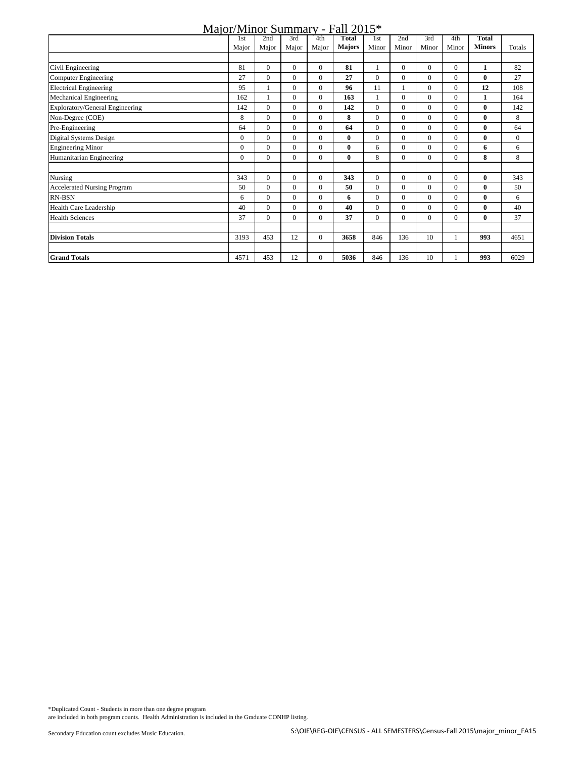# Major/Minor Summary - Fall 2015*

| | 1st Major | 2nd Major | 3rd Major | 4th Major | **Total Majors** | 1st Minor | 2nd Minor | 3rd Minor | 4th Minor | **Total Minors** | Totals |
|---|---|---|---|---|---|---|---|---|---|---|---|
| | | | | | | | | | | | |
| Civil Engineering | 81 | 0 | 0 | 0 | **81** | 1 | 0 | 0 | 0 | **1** | 82 |
| Computer Engineering | 27 | 0 | 0 | 0 | **27** | 0 | 0 | 0 | 0 | **0** | 27 |
| Electrical Engineering | 95 | 1 | 0 | 0 | **96** | 11 | 1 | 0 | 0 | **12** | 108 |
| Mechanical Engineering | 162 | 1 | 0 | 0 | **163** | 1 | 0 | 0 | 0 | **1** | 164 |
| Exploratory/General Engineering | 142 | 0 | 0 | 0 | **142** | 0 | 0 | 0 | 0 | **0** | 142 |
| Non-Degree (COE) | 8 | 0 | 0 | 0 | **8** | 0 | 0 | 0 | 0 | **0** | 8 |
| Pre-Engineering | 64 | 0 | 0 | 0 | **64** | 0 | 0 | 0 | 0 | **0** | 64 |
| Digital Systems Design | 0 | 0 | 0 | 0 | **0** | 0 | 0 | 0 | 0 | **0** | 0 |
| Engineering Minor | 0 | 0 | 0 | 0 | **0** | 6 | 0 | 0 | 0 | **6** | 6 |
| Humanitarian Engineering | 0 | 0 | 0 | 0 | **0** | 8 | 0 | 0 | 0 | **8** | 8 |
| | | | | | | | | | | | |
| Nursing | 343 | 0 | 0 | 0 | **343** | 0 | 0 | 0 | 0 | **0** | 343 |
| Accelerated Nursing Program | 50 | 0 | 0 | 0 | **50** | 0 | 0 | 0 | 0 | **0** | 50 |
| RN-BSN | 6 | 0 | 0 | 0 | **6** | 0 | 0 | 0 | 0 | **0** | 6 |
| Health Care Leadership | 40 | 0 | 0 | 0 | **40** | 0 | 0 | 0 | 0 | **0** | 40 |
| Health Sciences | 37 | 0 | 0 | 0 | **37** | 0 | 0 | 0 | 0 | **0** | 37 |
| | | | | | | | | | | | |
| **Division Totals** | 3193 | 453 | 12 | 0 | **3658** | 846 | 136 | 10 | 1 | **993** | 4651 |
| | | | | | | | | | | | |
| **Grand Totals** | 4571 | 453 | 12 | 0 | **5036** | 846 | 136 | 10 | 1 | **993** | 6029 |

*Duplicated Count - Students in more than one degree program are included in both program counts. Health Administration is included in the Graduate CONHP listing.

Secondary Education count excludes Music Education.

S:\OIE\REG-OIE\CENSUS - ALL SEMESTERS\Census-Fall 2015\major_minor_FA15